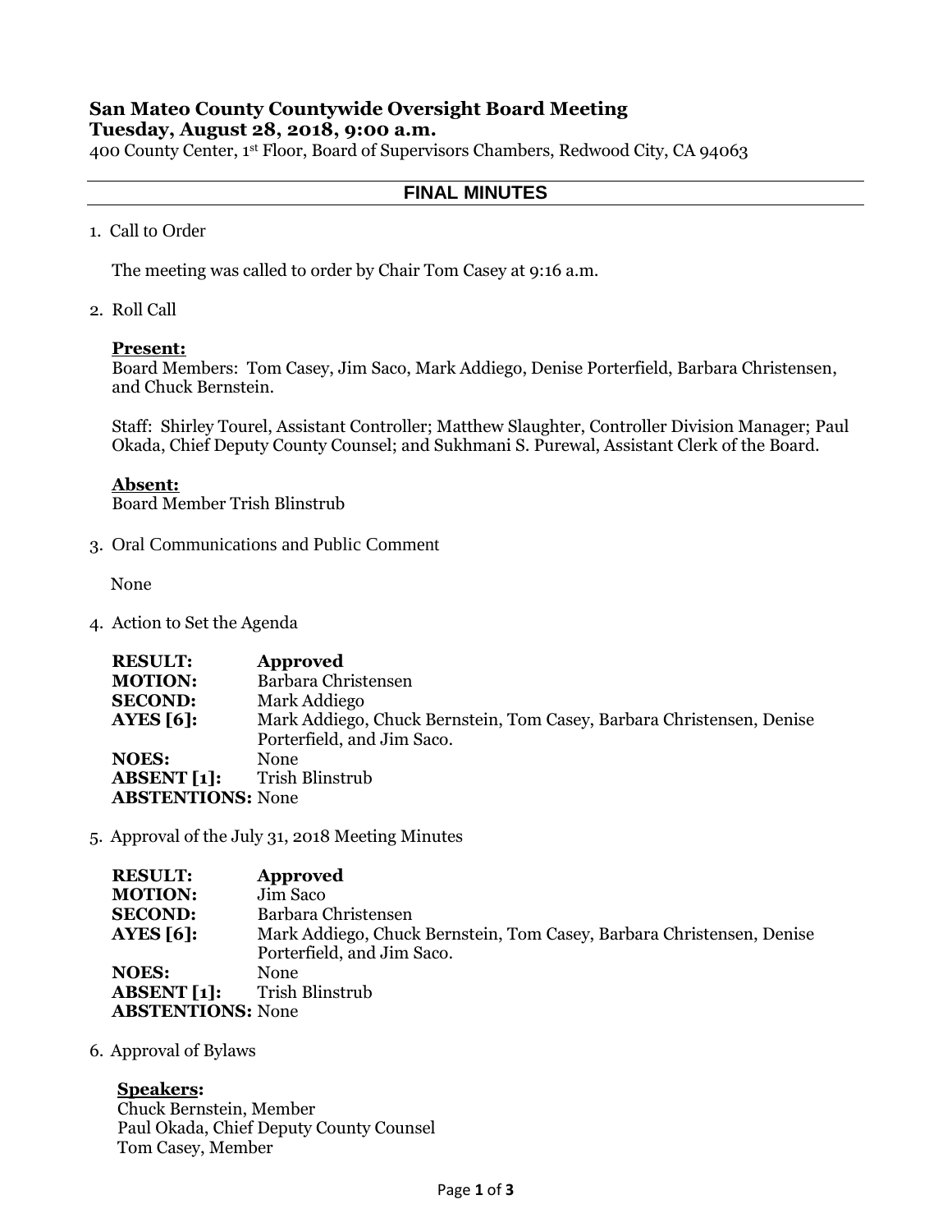# San Mateo County Countywide Oversight Board Meeting

**Tuesday, August 28, 2018, 9:00 a.m.**

400 County Center, 1st Floor, Board of Supervisors Chambers, Redwood City, CA 94063

## FINAL MINUTES

1. Call to Order

   The meeting was called to order by Chair Tom Casey at 9:16 a.m.

2. Roll Call

   **Present:**
   Board Members: Tom Casey, Jim Saco, Mark Addiego, Denise Porterfield, Barbara Christensen, and Chuck Bernstein.

   Staff: Shirley Tourel, Assistant Controller; Matthew Slaughter, Controller Division Manager; Paul Okada, Chief Deputy County Counsel; and Sukhmani S. Purewal, Assistant Clerk of the Board.

   **Absent:**
   Board Member Trish Blinstrub

3. Oral Communications and Public Comment

   None

4. Action to Set the Agenda

   **RESULT:** **Approved**
   **MOTION:** Barbara Christensen
   **SECOND:** Mark Addiego
   **AYES [6]:** Mark Addiego, Chuck Bernstein, Tom Casey, Barbara Christensen, Denise Porterfield, and Jim Saco.
   **NOES:** None
   **ABSENT [1]:** Trish Blinstrub
   **ABSTENTIONS:** None

5. Approval of the July 31, 2018 Meeting Minutes

   **RESULT:** **Approved**
   **MOTION:** Jim Saco
   **SECOND:** Barbara Christensen
   **AYES [6]:** Mark Addiego, Chuck Bernstein, Tom Casey, Barbara Christensen, Denise Porterfield, and Jim Saco.
   **NOES:** None
   **ABSENT [1]:** Trish Blinstrub
   **ABSTENTIONS:** None

6. Approval of Bylaws

   **Speakers:**
   Chuck Bernstein, Member
   Paul Okada, Chief Deputy County Counsel
   Tom Casey, Member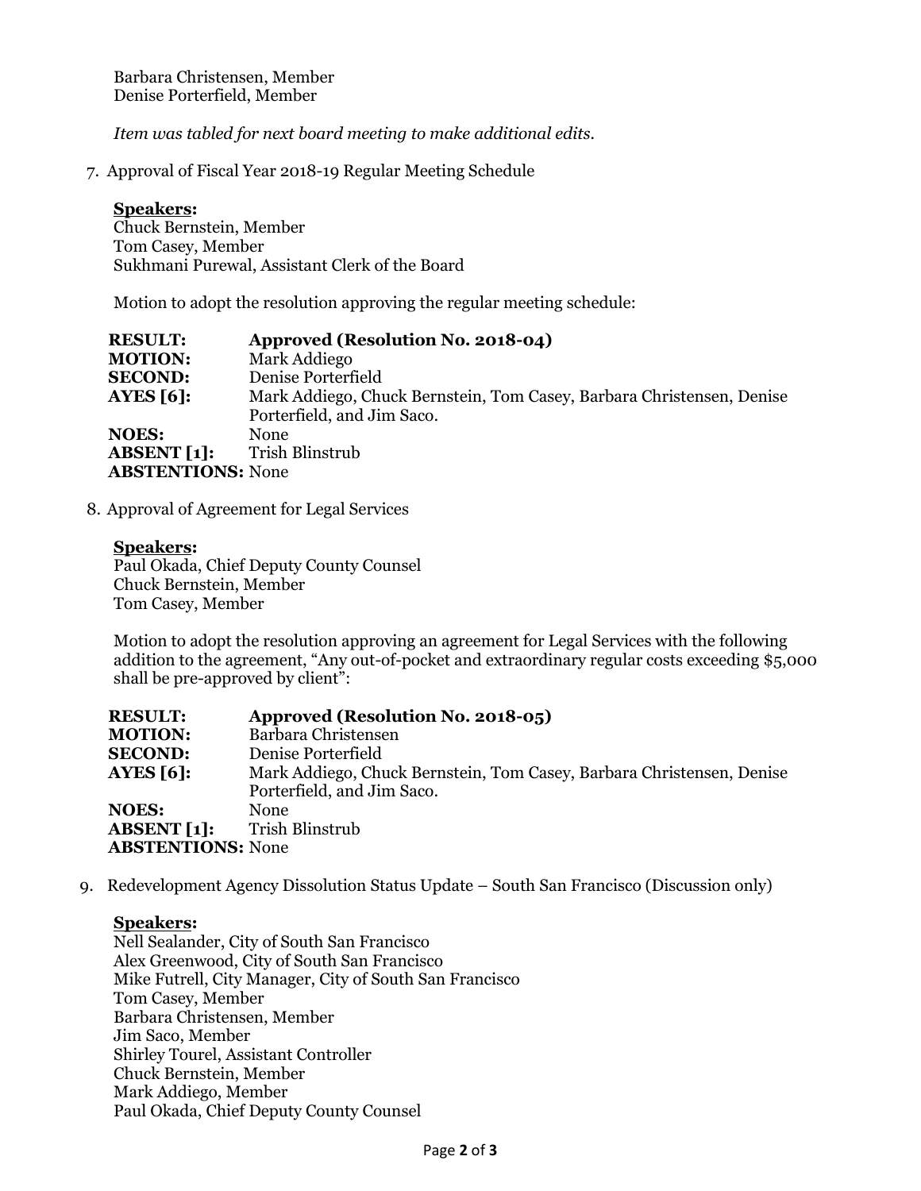Barbara Christensen, Member
Denise Porterfield, Member

*Item was tabled for next board meeting to make additional edits.*

7. Approval of Fiscal Year 2018-19 Regular Meeting Schedule

**Speakers:**
Chuck Bernstein, Member
Tom Casey, Member
Sukhmani Purewal, Assistant Clerk of the Board

Motion to adopt the resolution approving the regular meeting schedule:

**RESULT:** **Approved (Resolution No. 2018-04)**
**MOTION:** Mark Addiego
**SECOND:** Denise Porterfield
**AYES [6]:** Mark Addiego, Chuck Bernstein, Tom Casey, Barbara Christensen, Denise Porterfield, and Jim Saco.
**NOES:** None
**ABSENT [1]:** Trish Blinstrub
**ABSTENTIONS:** None

8. Approval of Agreement for Legal Services

**Speakers:**
Paul Okada, Chief Deputy County Counsel
Chuck Bernstein, Member
Tom Casey, Member

Motion to adopt the resolution approving an agreement for Legal Services with the following addition to the agreement, "Any out-of-pocket and extraordinary regular costs exceeding $5,000 shall be pre-approved by client":

**RESULT:** **Approved (Resolution No. 2018-05)**
**MOTION:** Barbara Christensen
**SECOND:** Denise Porterfield
**AYES [6]:** Mark Addiego, Chuck Bernstein, Tom Casey, Barbara Christensen, Denise Porterfield, and Jim Saco.
**NOES:** None
**ABSENT [1]:** Trish Blinstrub
**ABSTENTIONS:** None

9. Redevelopment Agency Dissolution Status Update – South San Francisco (Discussion only)

**Speakers:**
Nell Sealander, City of South San Francisco
Alex Greenwood, City of South San Francisco
Mike Futrell, City Manager, City of South San Francisco
Tom Casey, Member
Barbara Christensen, Member
Jim Saco, Member
Shirley Tourel, Assistant Controller
Chuck Bernstein, Member
Mark Addiego, Member
Paul Okada, Chief Deputy County Counsel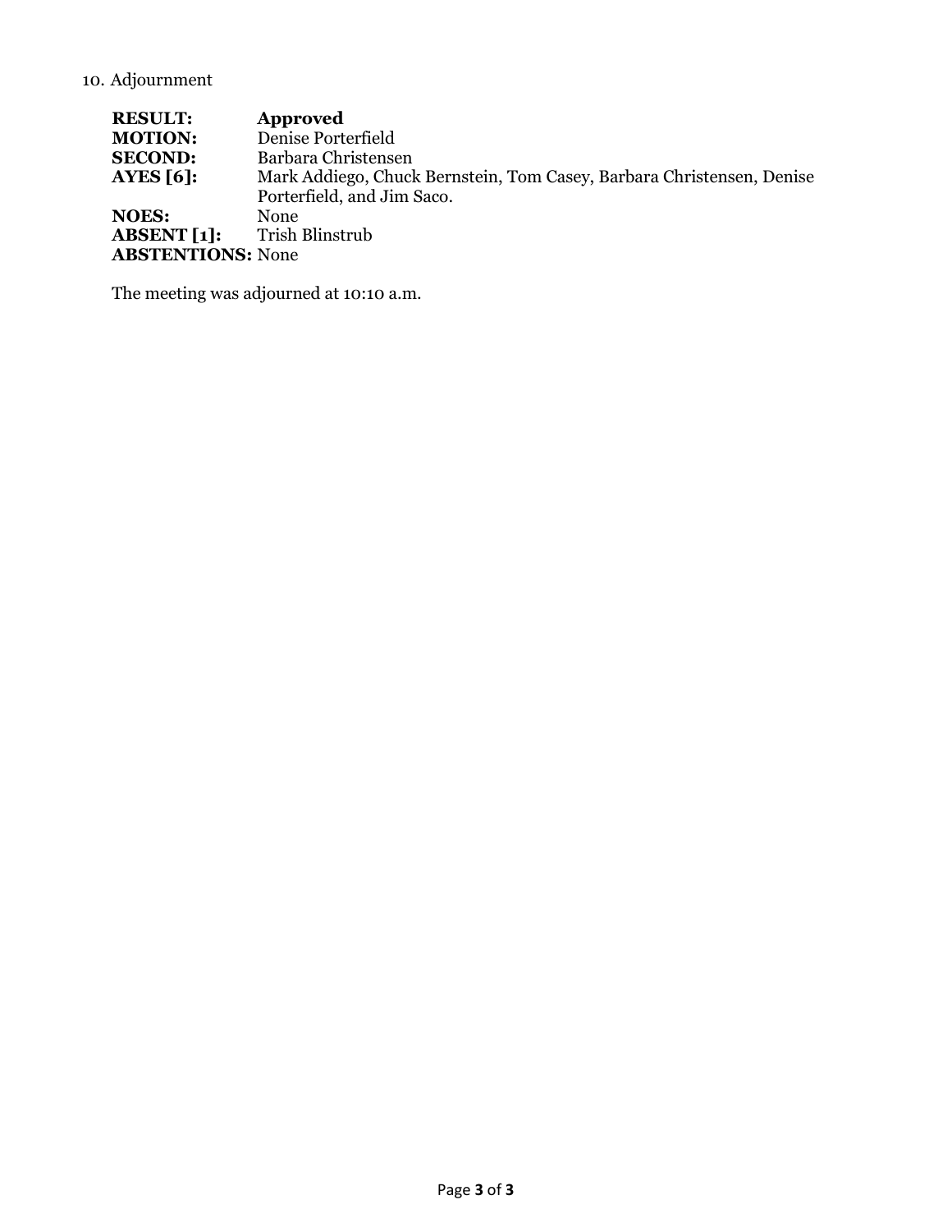10. Adjournment

**RESULT:** **Approved**
**MOTION:** Denise Porterfield
**SECOND:** Barbara Christensen
**AYES [6]:** Mark Addiego, Chuck Bernstein, Tom Casey, Barbara Christensen, Denise Porterfield, and Jim Saco.
**NOES:** None
**ABSENT [1]:** Trish Blinstrub
**ABSTENTIONS:** None

The meeting was adjourned at 10:10 a.m.